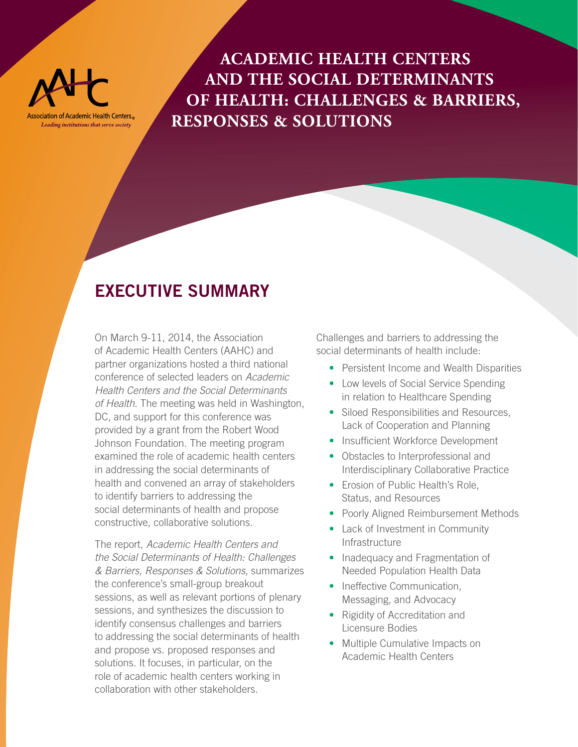Association of Academic Health Centers
*Leading institutions that serve society*

# ACADEMIC HEALTH CENTERS AND THE SOCIAL DETERMINANTS OF HEALTH: CHALLENGES & BARRIERS, RESPONSES & SOLUTIONS

## EXECUTIVE SUMMARY

On March 9-11, 2014, the Association of Academic Health Centers (AAHC) and partner organizations hosted a third national conference of selected leaders on *Academic Health Centers and the Social Determinants of Health*. The meeting was held in Washington, DC, and support for this conference was provided by a grant from the Robert Wood Johnson Foundation. The meeting program examined the role of academic health centers in addressing the social determinants of health and convened an array of stakeholders to identify barriers to addressing the social determinants of health and propose constructive, collaborative solutions.

The report, *Academic Health Centers and the Social Determinants of Health: Challenges & Barriers, Responses & Solutions*, summarizes the conference's small-group breakout sessions, as well as relevant portions of plenary sessions, and synthesizes the discussion to identify consensus challenges and barriers to addressing the social determinants of health and propose vs. proposed responses and solutions. It focuses, in particular, on the role of academic health centers working in collaboration with other stakeholders.

Challenges and barriers to addressing the social determinants of health include:

- Persistent Income and Wealth Disparities
- Low levels of Social Service Spending in relation to Healthcare Spending
- Siloed Responsibilities and Resources, Lack of Cooperation and Planning
- Insufficient Workforce Development
- Obstacles to Interprofessional and Interdisciplinary Collaborative Practice
- Erosion of Public Health's Role, Status, and Resources
- Poorly Aligned Reimbursement Methods
- Lack of Investment in Community Infrastructure
- Inadequacy and Fragmentation of Needed Population Health Data
- Ineffective Communication, Messaging, and Advocacy
- Rigidity of Accreditation and Licensure Bodies
- Multiple Cumulative Impacts on Academic Health Centers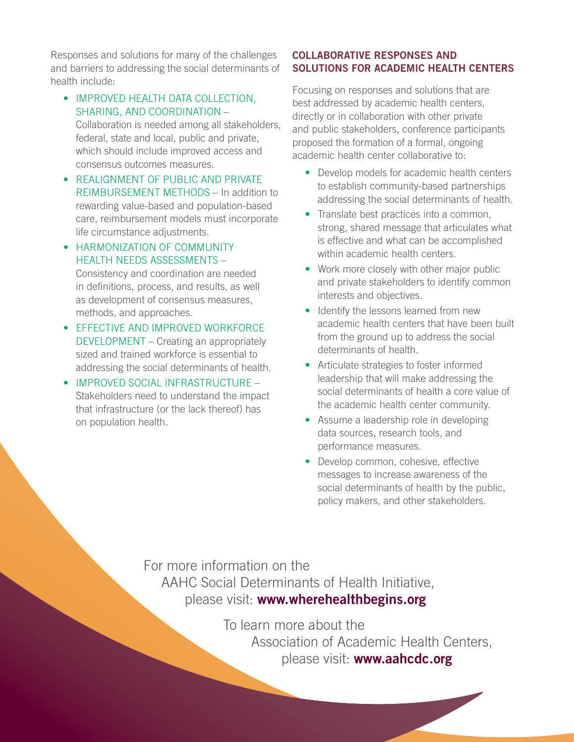Responses and solutions for many of the challenges and barriers to addressing the social determinants of health include:

- IMPROVED HEALTH DATA COLLECTION, SHARING, AND COORDINATION – Collaboration is needed among all stakeholders, federal, state and local, public and private, which should include improved access and consensus outcomes measures.
- REALIGNMENT OF PUBLIC AND PRIVATE REIMBURSEMENT METHODS – In addition to rewarding value-based and population-based care, reimbursement models must incorporate life circumstance adjustments.
- HARMONIZATION OF COMMUNITY HEALTH NEEDS ASSESSMENTS – Consistency and coordination are needed in definitions, process, and results, as well as development of consensus measures, methods, and approaches.
- EFFECTIVE AND IMPROVED WORKFORCE DEVELOPMENT – Creating an appropriately sized and trained workforce is essential to addressing the social determinants of health.
- IMPROVED SOCIAL INFRASTRUCTURE – Stakeholders need to understand the impact that infrastructure (or the lack thereof) has on population health.

## COLLABORATIVE RESPONSES AND SOLUTIONS FOR ACADEMIC HEALTH CENTERS

Focusing on responses and solutions that are best addressed by academic health centers, directly or in collaboration with other private and public stakeholders, conference participants proposed the formation of a formal, ongoing academic health center collaborative to:

- Develop models for academic health centers to establish community-based partnerships addressing the social determinants of health.
- Translate best practices into a common, strong, shared message that articulates what is effective and what can be accomplished within academic health centers.
- Work more closely with other major public and private stakeholders to identify common interests and objectives.
- Identify the lessons learned from new academic health centers that have been built from the ground up to address the social determinants of health.
- Articulate strategies to foster informed leadership that will make addressing the social determinants of health a core value of the academic health center community.
- Assume a leadership role in developing data sources, research tools, and performance measures.
- Develop common, cohesive, effective messages to increase awareness of the social determinants of health by the public, policy makers, and other stakeholders.

For more information on the AAHC Social Determinants of Health Initiative, please visit: **www.wherehealthbegins.org**

To learn more about the Association of Academic Health Centers, please visit: **www.aahcdc.org**